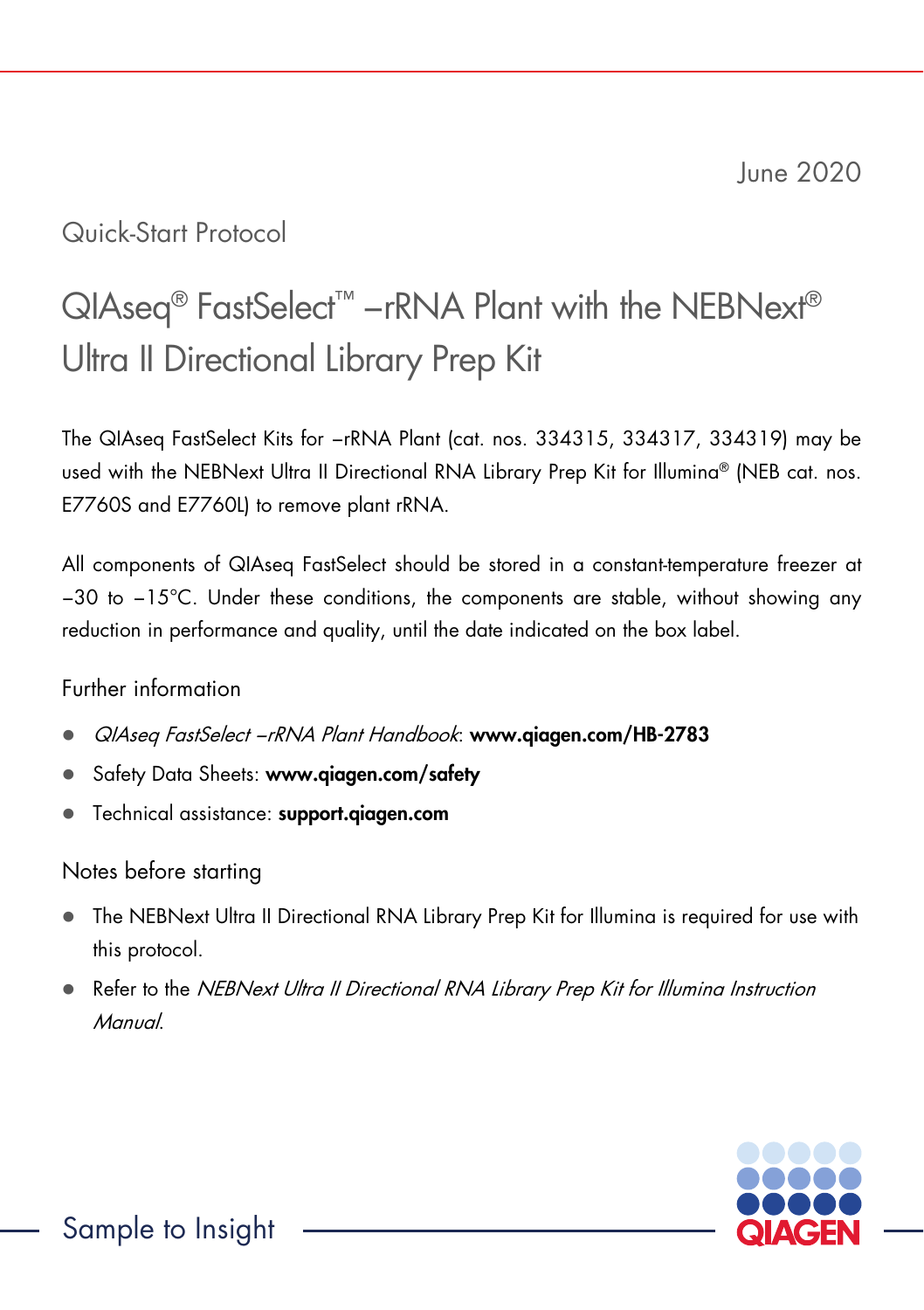June 2020

Quick-Start Protocol

# QIAseq® FastSelect™ –rRNA Plant with the NEBNext® Ultra II Directional Library Prep Kit

The QIAseq FastSelect Kits for –rRNA Plant (cat. nos. 334315, 334317, 334319) may be used with the NEBNext Ultra II Directional RNA Library Prep Kit for Illumina® (NEB cat. nos. E7760S and E7760L) to remove plant rRNA.

All components of QIAseq FastSelect should be stored in a constant-temperature freezer at −30 to −15°C. Under these conditions, the components are stable, without showing any reduction in performance and quality, until the date indicated on the box label.

## Further information

- *QIAseq FastSelect –rRNA Plant Handbook*: **www.qiagen.com/HB-2783**
- Safety Data Sheets: **www.qiagen.com/safety**
- Technical assistance: **support.qiagen.com**

## Notes before starting

- The NEBNext Ultra II Directional RNA Library Prep Kit for Illumina is required for use with this protocol.
- Refer to the *NEBNext Ultra II Directional RNA Library Prep Kit for Illumina Instruction Manual*.

Sample to Insight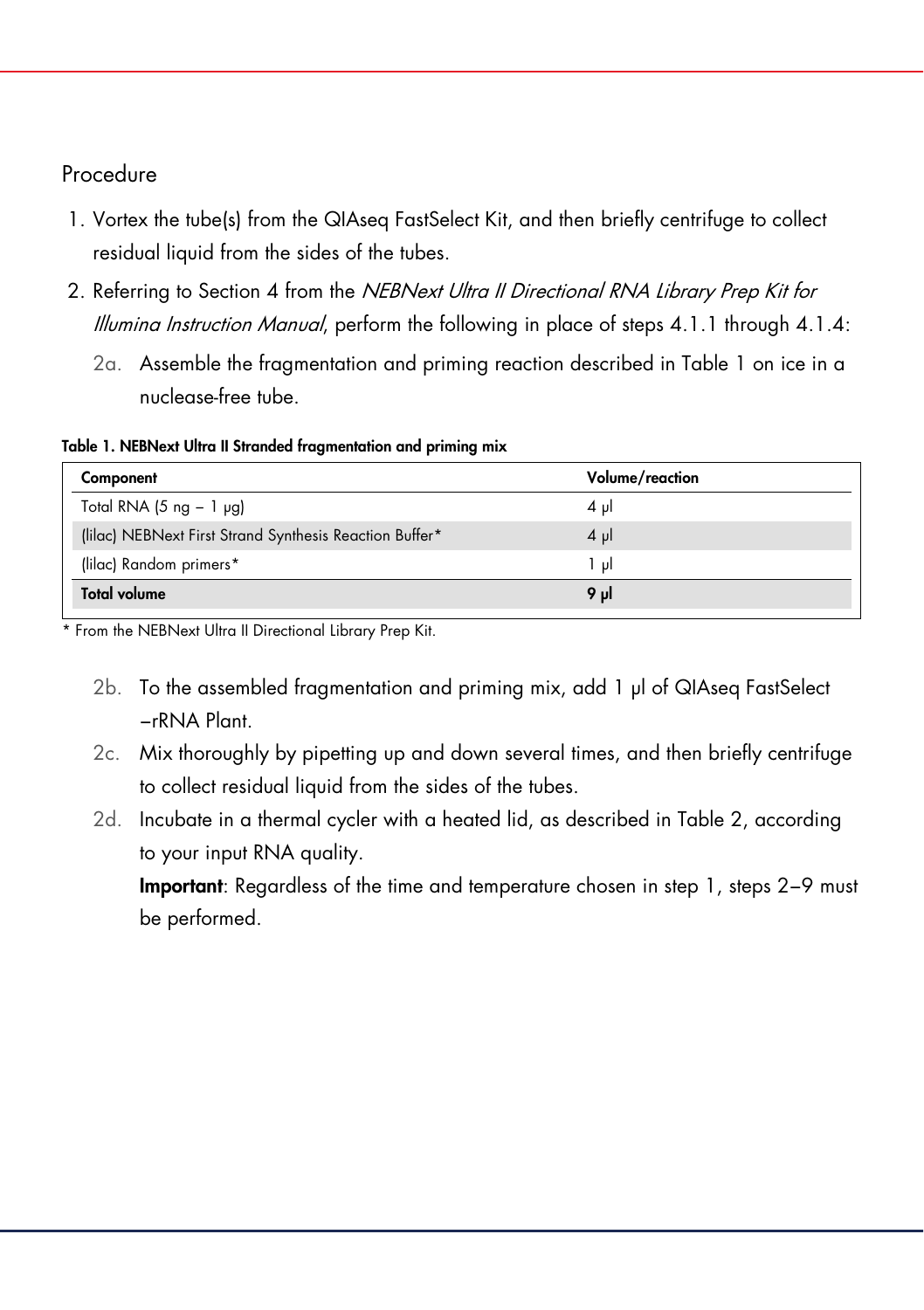## Procedure

1. Vortex the tube(s) from the QIAseq FastSelect Kit, and then briefly centrifuge to collect residual liquid from the sides of the tubes.
2. Referring to Section 4 from the *NEBNext Ultra II Directional RNA Library Prep Kit for Illumina Instruction Manual*, perform the following in place of steps 4.1.1 through 4.1.4:

   2a. Assemble the fragmentation and priming reaction described in Table 1 on ice in a nuclease-free tube.

**Table 1. NEBNext Ultra II Stranded fragmentation and priming mix**

| Component | Volume/reaction |
|---|---|
| Total RNA (5 ng – 1 µg) | 4 µl |
| (lilac) NEBNext First Strand Synthesis Reaction Buffer* | 4 µl |
| (lilac) Random primers* | 1 µl |
| **Total volume** | **9 µl** |

* From the NEBNext Ultra II Directional Library Prep Kit.

   2b. To the assembled fragmentation and priming mix, add 1 µl of QIAseq FastSelect –rRNA Plant.

   2c. Mix thoroughly by pipetting up and down several times, and then briefly centrifuge to collect residual liquid from the sides of the tubes.

   2d. Incubate in a thermal cycler with a heated lid, as described in Table 2, according to your input RNA quality.

   **Important**: Regardless of the time and temperature chosen in step 1, steps 2–9 must be performed.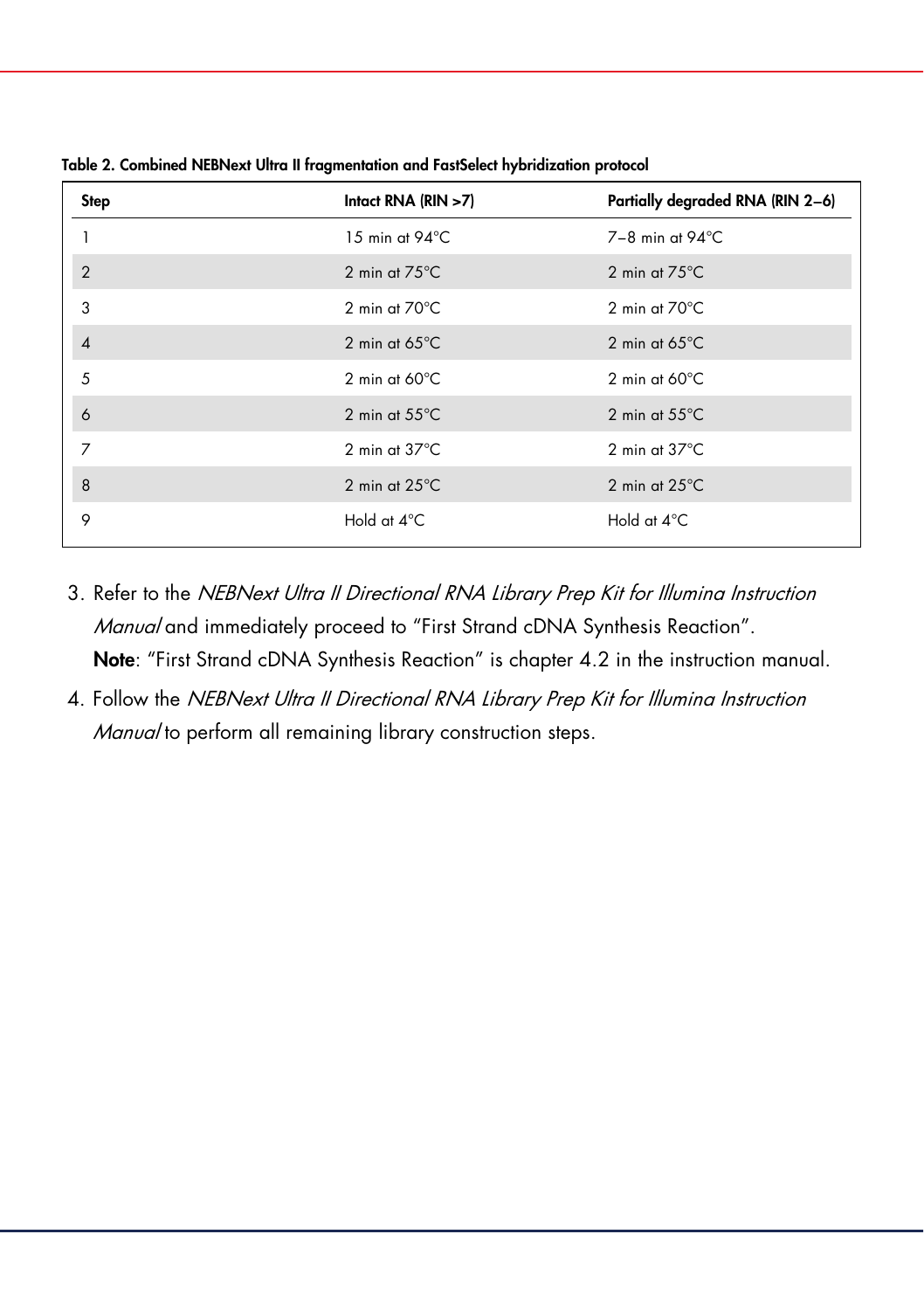**Table 2. Combined NEBNext Ultra II fragmentation and FastSelect hybridization protocol**

| Step | Intact RNA (RIN >7) | Partially degraded RNA (RIN 2–6) |
|---|---|---|
| 1 | 15 min at 94°C | 7–8 min at 94°C |
| 2 | 2 min at 75°C | 2 min at 75°C |
| 3 | 2 min at 70°C | 2 min at 70°C |
| 4 | 2 min at 65°C | 2 min at 65°C |
| 5 | 2 min at 60°C | 2 min at 60°C |
| 6 | 2 min at 55°C | 2 min at 55°C |
| 7 | 2 min at 37°C | 2 min at 37°C |
| 8 | 2 min at 25°C | 2 min at 25°C |
| 9 | Hold at 4°C | Hold at 4°C |

3. Refer to the *NEBNext Ultra II Directional RNA Library Prep Kit for Illumina Instruction Manual* and immediately proceed to "First Strand cDNA Synthesis Reaction".
   **Note**: "First Strand cDNA Synthesis Reaction" is chapter 4.2 in the instruction manual.
4. Follow the *NEBNext Ultra II Directional RNA Library Prep Kit for Illumina Instruction Manual* to perform all remaining library construction steps.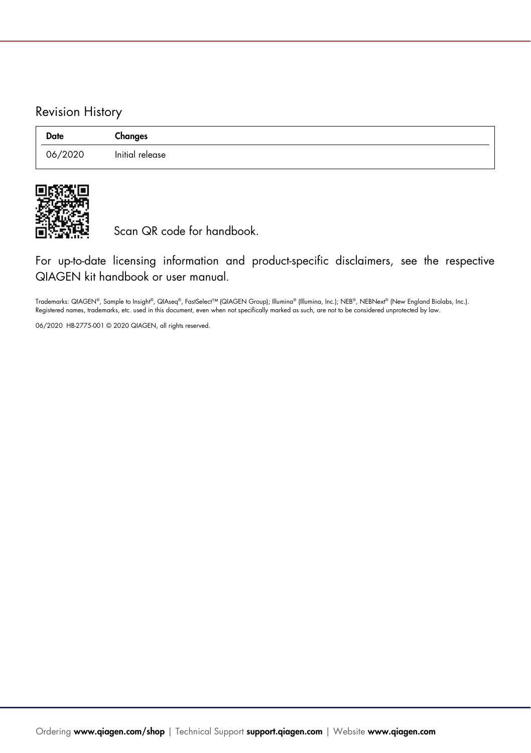## Revision History

| Date | Changes |
| --- | --- |
| 06/2020 | Initial release |

Scan QR code for handbook.

For up-to-date licensing information and product-specific disclaimers, see the respective QIAGEN kit handbook or user manual.

Trademarks: QIAGEN®, Sample to Insight®, QIAseq®, FastSelect™ (QIAGEN Group); Illumina® (Illumina, Inc.); NEB®, NEBNext® (New England Biolabs, Inc.). Registered names, trademarks, etc. used in this document, even when not specifically marked as such, are not to be considered unprotected by law.

06/2020 HB-2775-001 © 2020 QIAGEN, all rights reserved.

Ordering **www.qiagen.com/shop** | Technical Support **support.qiagen.com** | Website **www.qiagen.com**